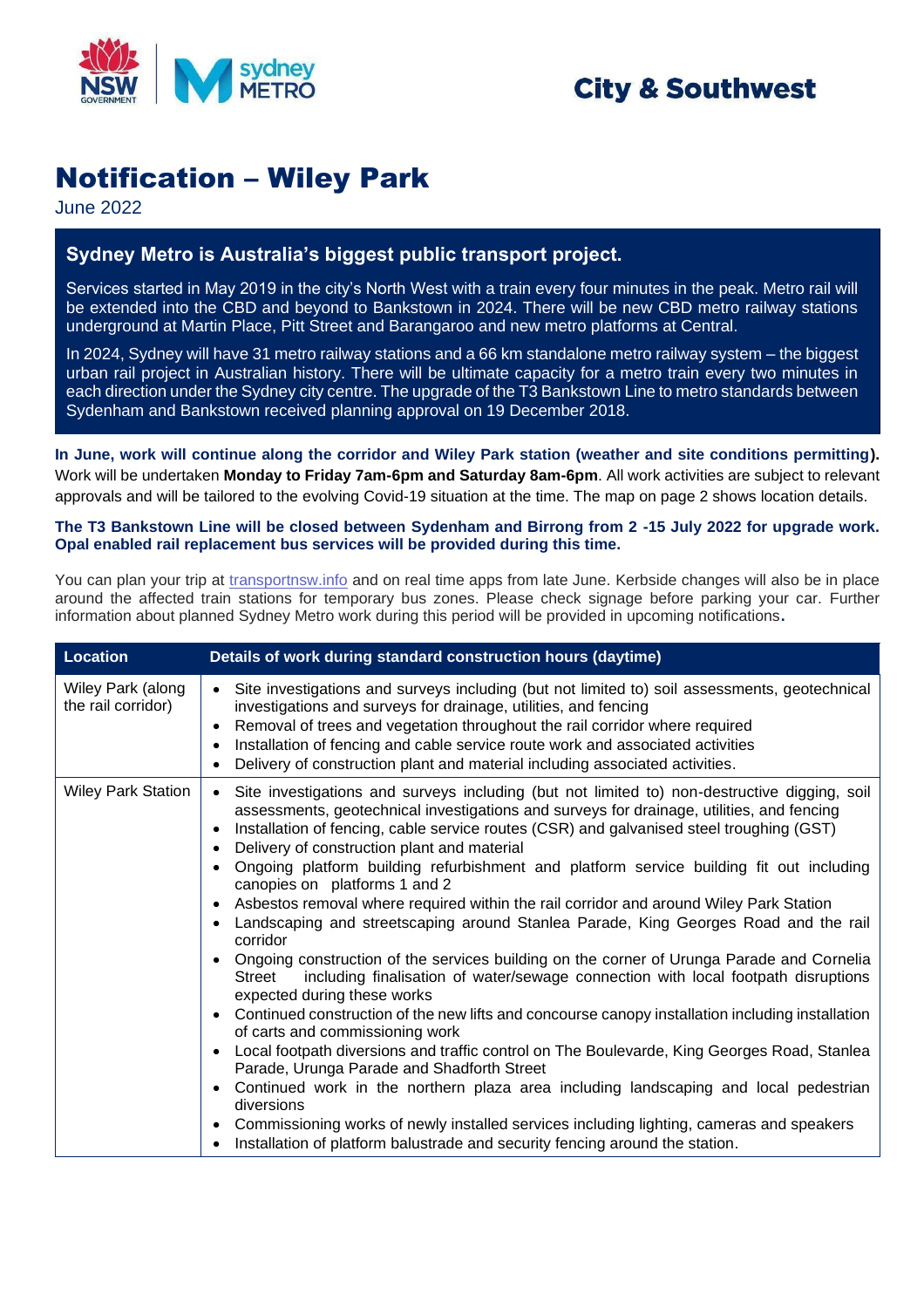City & Southwest

# Notification – Wiley Park

June 2022

## Sydney Metro is Australia's biggest public transport project.

Services started in May 2019 in the city's North West with a train every four minutes in the peak. Metro rail will be extended into the CBD and beyond to Bankstown in 2024. There will be new CBD metro railway stations underground at Martin Place, Pitt Street and Barangaroo and new metro platforms at Central.

In 2024, Sydney will have 31 metro railway stations and a 66 km standalone metro railway system – the biggest urban rail project in Australian history. There will be ultimate capacity for a metro train every two minutes in each direction under the Sydney city centre. The upgrade of the T3 Bankstown Line to metro standards between Sydenham and Bankstown received planning approval on 19 December 2018.

**In June, work will continue along the corridor and Wiley Park station (weather and site conditions permitting).** Work will be undertaken **Monday to Friday 7am-6pm and Saturday 8am-6pm**. All work activities are subject to relevant approvals and will be tailored to the evolving Covid-19 situation at the time. The map on page 2 shows location details.

**The T3 Bankstown Line will be closed between Sydenham and Birrong from 2 -15 July 2022 for upgrade work. Opal enabled rail replacement bus services will be provided during this time.**

You can plan your trip at transportnsw.info and on real time apps from late June. Kerbside changes will also be in place around the affected train stations for temporary bus zones. Please check signage before parking your car. Further information about planned Sydney Metro work during this period will be provided in upcoming notifications.

| Location | Details of work during standard construction hours (daytime) |
|---|---|
| Wiley Park (along the rail corridor) | • Site investigations and surveys including (but not limited to) soil assessments, geotechnical investigations and surveys for drainage, utilities, and fencing<br>• Removal of trees and vegetation throughout the rail corridor where required<br>• Installation of fencing and cable service route work and associated activities<br>• Delivery of construction plant and material including associated activities. |
| Wiley Park Station | • Site investigations and surveys including (but not limited to) non-destructive digging, soil assessments, geotechnical investigations and surveys for drainage, utilities, and fencing<br>• Installation of fencing, cable service routes (CSR) and galvanised steel troughing (GST)<br>• Delivery of construction plant and material<br>• Ongoing platform building refurbishment and platform service building fit out including canopies on platforms 1 and 2<br>• Asbestos removal where required within the rail corridor and around Wiley Park Station<br>• Landscaping and streetscaping around Stanlea Parade, King Georges Road and the rail corridor<br>• Ongoing construction of the services building on the corner of Urunga Parade and Cornelia Street including finalisation of water/sewage connection with local footpath disruptions expected during these works<br>• Continued construction of the new lifts and concourse canopy installation including installation of carts and commissioning work<br>• Local footpath diversions and traffic control on The Boulevarde, King Georges Road, Stanlea Parade, Urunga Parade and Shadforth Street<br>• Continued work in the northern plaza area including landscaping and local pedestrian diversions<br>• Commissioning works of newly installed services including lighting, cameras and speakers<br>• Installation of platform balustrade and security fencing around the station. |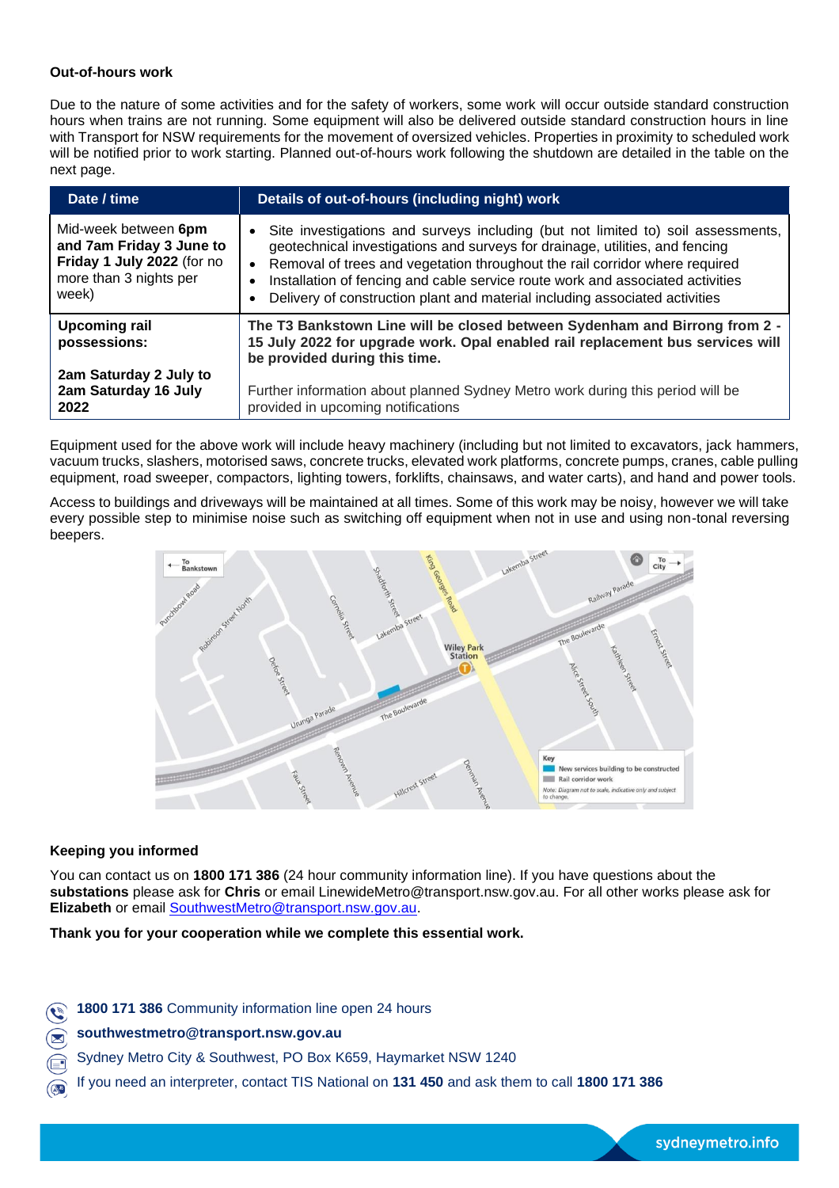**Out-of-hours work**

Due to the nature of some activities and for the safety of workers, some work will occur outside standard construction hours when trains are not running. Some equipment will also be delivered outside standard construction hours in line with Transport for NSW requirements for the movement of oversized vehicles. Properties in proximity to scheduled work will be notified prior to work starting. Planned out-of-hours work following the shutdown are detailed in the table on the next page.

| Date / time | Details of out-of-hours (including night) work |
| --- | --- |
| Mid-week between **6pm and 7am Friday 3 June to Friday 1 July 2022** (for no more than 3 nights per week) | • Site investigations and surveys including (but not limited to) soil assessments, geotechnical investigations and surveys for drainage, utilities, and fencing<br>• Removal of trees and vegetation throughout the rail corridor where required<br>• Installation of fencing and cable service route work and associated activities<br>• Delivery of construction plant and material including associated activities |
| **Upcoming rail possessions:**<br><br>**2am Saturday 2 July to 2am Saturday 16 July 2022** | **The T3 Bankstown Line will be closed between Sydenham and Birrong from 2 - 15 July 2022 for upgrade work. Opal enabled rail replacement bus services will be provided during this time.**<br><br>Further information about planned Sydney Metro work during this period will be provided in upcoming notifications |

Equipment used for the above work will include heavy machinery (including but not limited to excavators, jack hammers, vacuum trucks, slashers, motorised saws, concrete trucks, elevated work platforms, concrete pumps, cranes, cable pulling equipment, road sweeper, compactors, lighting towers, forklifts, chainsaws, and water carts), and hand and power tools.

Access to buildings and driveways will be maintained at all times. Some of this work may be noisy, however we will take every possible step to minimise noise such as switching off equipment when not in use and using non-tonal reversing beepers.

Key
New services building to be constructed
Rail corridor work
Note: Diagram not to scale, indicative only and subject to change.

**Keeping you informed**

You can contact us on **1800 171 386** (24 hour community information line). If you have questions about the **substations** please ask for **Chris** or email LinewideMetro@transport.nsw.gov.au. For all other works please ask for **Elizabeth** or email SouthwestMetro@transport.nsw.gov.au.

**Thank you for your cooperation while we complete this essential work.**

**1800 171 386** Community information line open 24 hours

**southwestmetro@transport.nsw.gov.au**

Sydney Metro City & Southwest, PO Box K659, Haymarket NSW 1240

If you need an interpreter, contact TIS National on **131 450** and ask them to call **1800 171 386**